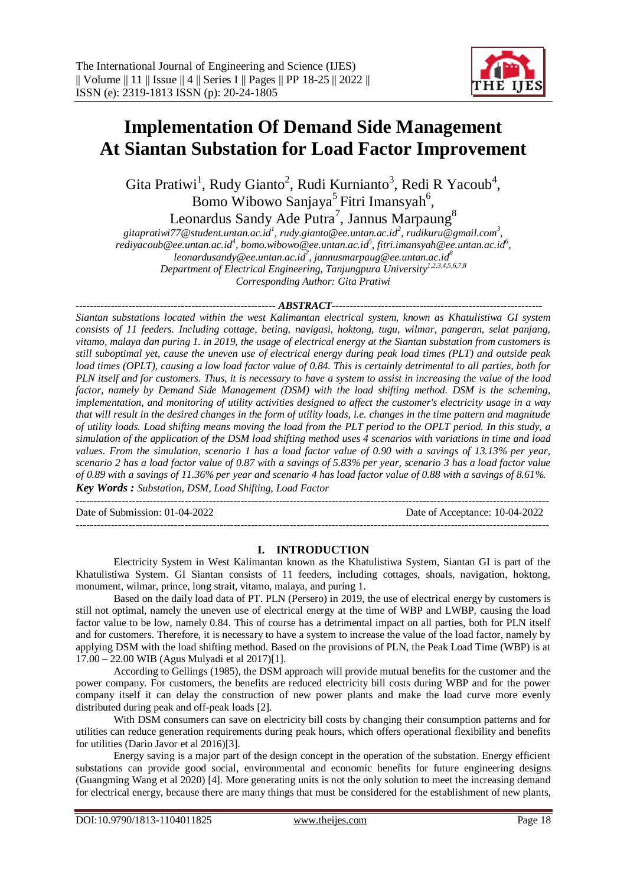# Implementation Of Demand Side Management At Siantan Substation for Load Factor Improvement

Gita Pratiwi[1], Rudy Gianto[2], Rudi Kurnianto[3], Redi R Yacoub[4], Bomo Wibowo Sanjaya[5] Fitri Imansyah[6], Leonardus Sandy Ade Putra[7], Jannus Marpaung[8]

*gitapratiwi77@student.untan.ac.id[1], rudy.gianto@ee.untan.ac.id[2], rudikuru@gmail.com[3], rediyacoub@ee.untan.ac.id[4], bomo.wibowo@ee.untan.ac.id[5], fitri.imansyah@ee.untan.ac.id[6], leonardusandy@ee.untan.ac.id[7], jannusmarpaug@ee.untan.ac.id[8]*

*Department of Electrical Engineering, Tanjungpura University[1,2,3,4,5,6,7,8]*

*Corresponding Author: Gita Pratiwi*

## ABSTRACT

*Siantan substations located within the west Kalimantan electrical system, known as Khatulistiwa GI system consists of 11 feeders. Including cottage, beting, navigasi, hoktong, tugu, wilmar, pangeran, selat panjang, vitamo, malaya dan puring 1. in 2019, the usage of electrical energy at the Siantan substation from customers is still suboptimal yet, cause the uneven use of electrical energy during peak load times (PLT) and outside peak load times (OPLT), causing a low load factor value of 0.84. This is certainly detrimental to all parties, both for PLN itself and for customers. Thus, it is necessary to have a system to assist in increasing the value of the load factor, namely by Demand Side Management (DSM) with the load shifting method. DSM is the scheming, implementation, and monitoring of utility activities designed to affect the customer's electricity usage in a way that will result in the desired changes in the form of utility loads, i.e. changes in the time pattern and magnitude of utility loads. Load shifting means moving the load from the PLT period to the OPLT period. In this study, a simulation of the application of the DSM load shifting method uses 4 scenarios with variations in time and load values. From the simulation, scenario 1 has a load factor value of 0.90 with a savings of 13.13% per year, scenario 2 has a load factor value of 0.87 with a savings of 5.83% per year, scenario 3 has a load factor value of 0.89 with a savings of 11.36% per year and scenario 4 has load factor value of 0.88 with a savings of 8.61%.*

***Key Words :*** *Substation, DSM, Load Shifting, Load Factor*

---

Date of Submission: 01-04-2022 Date of Acceptance: 10-04-2022

---

## I. INTRODUCTION

Electricity System in West Kalimantan known as the Khatulistiwa System, Siantan GI is part of the Khatulistiwa System. GI Siantan consists of 11 feeders, including cottages, shoals, navigation, hoktong, monument, wilmar, prince, long strait, vitamo, malaya, and puring 1.

Based on the daily load data of PT. PLN (Persero) in 2019, the use of electrical energy by customers is still not optimal, namely the uneven use of electrical energy at the time of WBP and LWBP, causing the load factor value to be low, namely 0.84. This of course has a detrimental impact on all parties, both for PLN itself and for customers. Therefore, it is necessary to have a system to increase the value of the load factor, namely by applying DSM with the load shifting method. Based on the provisions of PLN, the Peak Load Time (WBP) is at 17.00 – 22.00 WIB (Agus Mulyadi et al 2017)[1].

According to Gellings (1985), the DSM approach will provide mutual benefits for the customer and the power company. For customers, the benefits are reduced electricity bill costs during WBP and for the power company itself it can delay the construction of new power plants and make the load curve more evenly distributed during peak and off-peak loads [2].

With DSM consumers can save on electricity bill costs by changing their consumption patterns and for utilities can reduce generation requirements during peak hours, which offers operational flexibility and benefits for utilities (Dario Javor et al 2016)[3].

Energy saving is a major part of the design concept in the operation of the substation. Energy efficient substations can provide good social, environmental and economic benefits for future engineering designs (Guangming Wang et al 2020) [4]. More generating units is not the only solution to meet the increasing demand for electrical energy, because there are many things that must be considered for the establishment of new plants,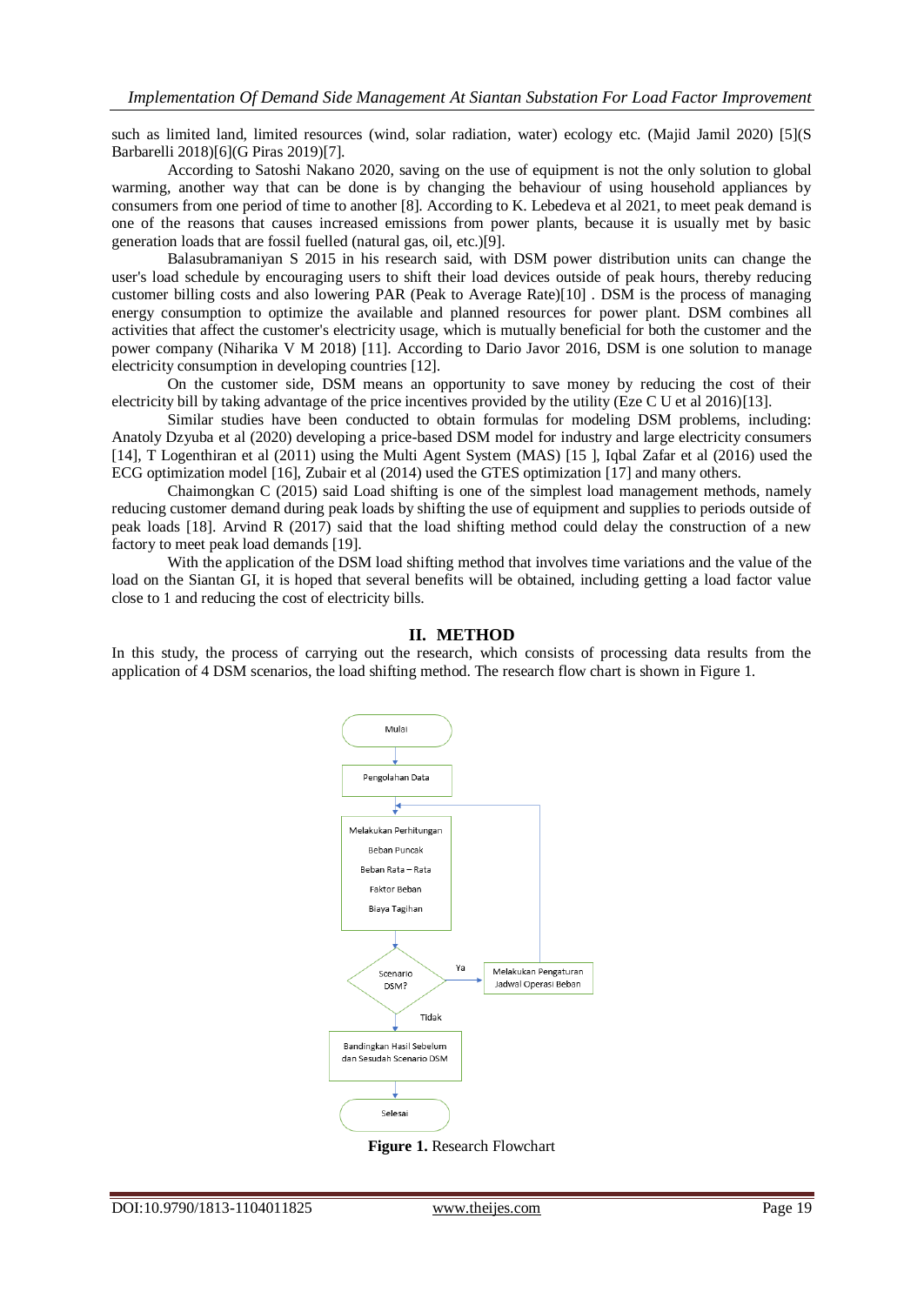such as limited land, limited resources (wind, solar radiation, water) ecology etc. (Majid Jamil 2020) [5](S Barbarelli 2018)[6](G Piras 2019)[7].

According to Satoshi Nakano 2020, saving on the use of equipment is not the only solution to global warming, another way that can be done is by changing the behaviour of using household appliances by consumers from one period of time to another [8]. According to K. Lebedeva et al 2021, to meet peak demand is one of the reasons that causes increased emissions from power plants, because it is usually met by basic generation loads that are fossil fuelled (natural gas, oil, etc.)[9].

Balasubramaniyan S 2015 in his research said, with DSM power distribution units can change the user's load schedule by encouraging users to shift their load devices outside of peak hours, thereby reducing customer billing costs and also lowering PAR (Peak to Average Rate)[10] . DSM is the process of managing energy consumption to optimize the available and planned resources for power plant. DSM combines all activities that affect the customer's electricity usage, which is mutually beneficial for both the customer and the power company (Niharika V M 2018) [11]. According to Dario Javor 2016, DSM is one solution to manage electricity consumption in developing countries [12].

On the customer side, DSM means an opportunity to save money by reducing the cost of their electricity bill by taking advantage of the price incentives provided by the utility (Eze C U et al 2016)[13].

Similar studies have been conducted to obtain formulas for modeling DSM problems, including: Anatoly Dzyuba et al (2020) developing a price-based DSM model for industry and large electricity consumers [14], T Logenthiran et al (2011) using the Multi Agent System (MAS) [15 ], Iqbal Zafar et al (2016) used the ECG optimization model [16], Zubair et al (2014) used the GTES optimization [17] and many others.

Chaimongkan C (2015) said Load shifting is one of the simplest load management methods, namely reducing customer demand during peak loads by shifting the use of equipment and supplies to periods outside of peak loads [18]. Arvind R (2017) said that the load shifting method could delay the construction of a new factory to meet peak load demands [19].

With the application of the DSM load shifting method that involves time variations and the value of the load on the Siantan GI, it is hoped that several benefits will be obtained, including getting a load factor value close to 1 and reducing the cost of electricity bills.

## II. METHOD

In this study, the process of carrying out the research, which consists of processing data results from the application of 4 DSM scenarios, the load shifting method. The research flow chart is shown in Figure 1.

Mulai → Pengolahan Data → Melakukan Perhitungan: Beban Puncak, Beban Rata – Rata, Faktor Beban, Biaya Tagihan → Scenario DSM? → Ya: Melakukan Pengaturan Jadwal Operasi Beban (kembali ke Melakukan Perhitungan) / Tidak: Bandingkan Hasil Sebelum dan Sesudah Scenario DSM → Selesai

**Figure 1.** Research Flowchart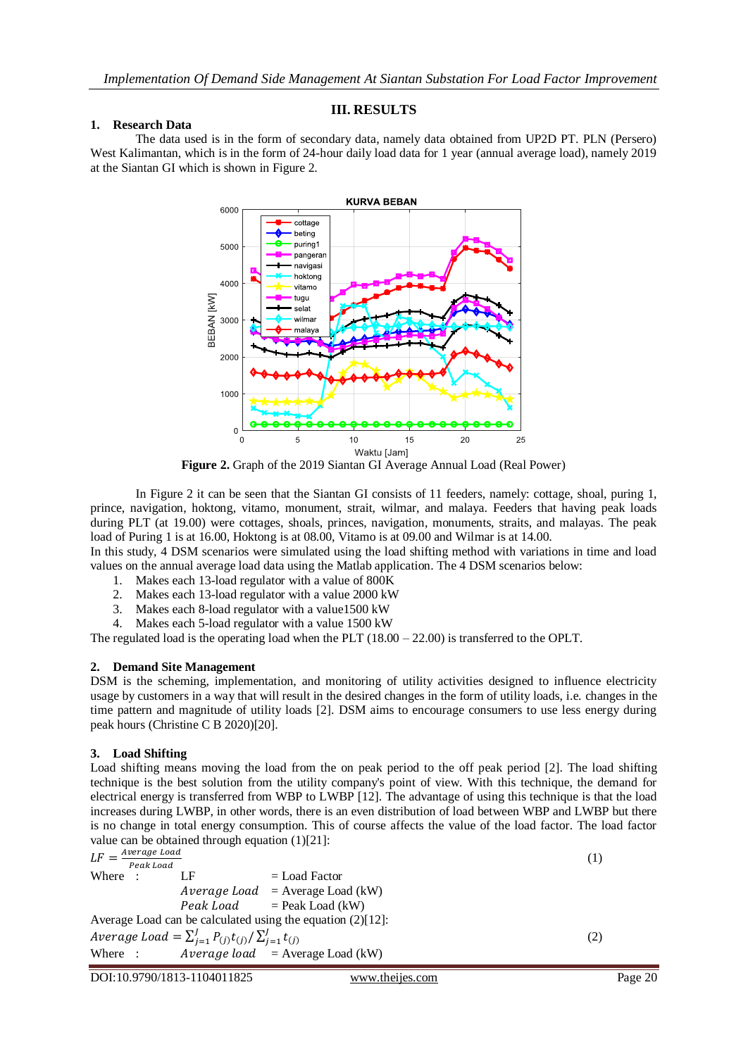## III. RESULTS

### 1. Research Data

The data used is in the form of secondary data, namely data obtained from UP2D PT. PLN (Persero) West Kalimantan, which is in the form of 24-hour daily load data for 1 year (annual average load), namely 2019 at the Siantan GI which is shown in Figure 2.

**Figure 2.** Graph of the 2019 Siantan GI Average Annual Load (Real Power)

In Figure 2 it can be seen that the Siantan GI consists of 11 feeders, namely: cottage, shoal, puring 1, prince, navigation, hoktong, vitamo, monument, strait, wilmar, and malaya. Feeders that having peak loads during PLT (at 19.00) were cottages, shoals, princes, navigation, monuments, straits, and malayas. The peak load of Puring 1 is at 16.00, Hoktong is at 08.00, Vitamo is at 09.00 and Wilmar is at 14.00.

In this study, 4 DSM scenarios were simulated using the load shifting method with variations in time and load values on the annual average load data using the Matlab application. The 4 DSM scenarios below:

1. Makes each 13-load regulator with a value of 800K
2. Makes each 13-load regulator with a value 2000 kW
3. Makes each 8-load regulator with a value1500 kW
4. Makes each 5-load regulator with a value 1500 kW

The regulated load is the operating load when the PLT (18.00 – 22.00) is transferred to the OPLT.

### 2. Demand Site Management

DSM is the scheming, implementation, and monitoring of utility activities designed to influence electricity usage by customers in a way that will result in the desired changes in the form of utility loads, i.e. changes in the time pattern and magnitude of utility loads [2]. DSM aims to encourage consumers to use less energy during peak hours (Christine C B 2020)[20].

### 3. Load Shifting

Load shifting means moving the load from the on peak period to the off peak period [2]. The load shifting technique is the best solution from the utility company's point of view. With this technique, the demand for electrical energy is transferred from WBP to LWBP [12]. The advantage of using this technique is that the load increases during LWBP, in other words, there is an even distribution of load between WBP and LWBP but there is no change in total energy consumption. This of course affects the value of the load factor. The load factor value can be obtained through equation (1)[21]:

$$LF = \frac{Average\ Load}{Peak\ Load} \quad (1)$$

Where :
- LF = Load Factor
- $Average\ Load$ = Average Load (kW)
- $Peak\ Load$ = Peak Load (kW)

Average Load can be calculated using the equation (2)[12]:

$$Average\ Load = \sum_{j=1}^{J} P_{(j)} t_{(j)} / \sum_{j=1}^{J} t_{(j)} \quad (2)$$

Where :
- $Average\ load$ = Average Load (kW)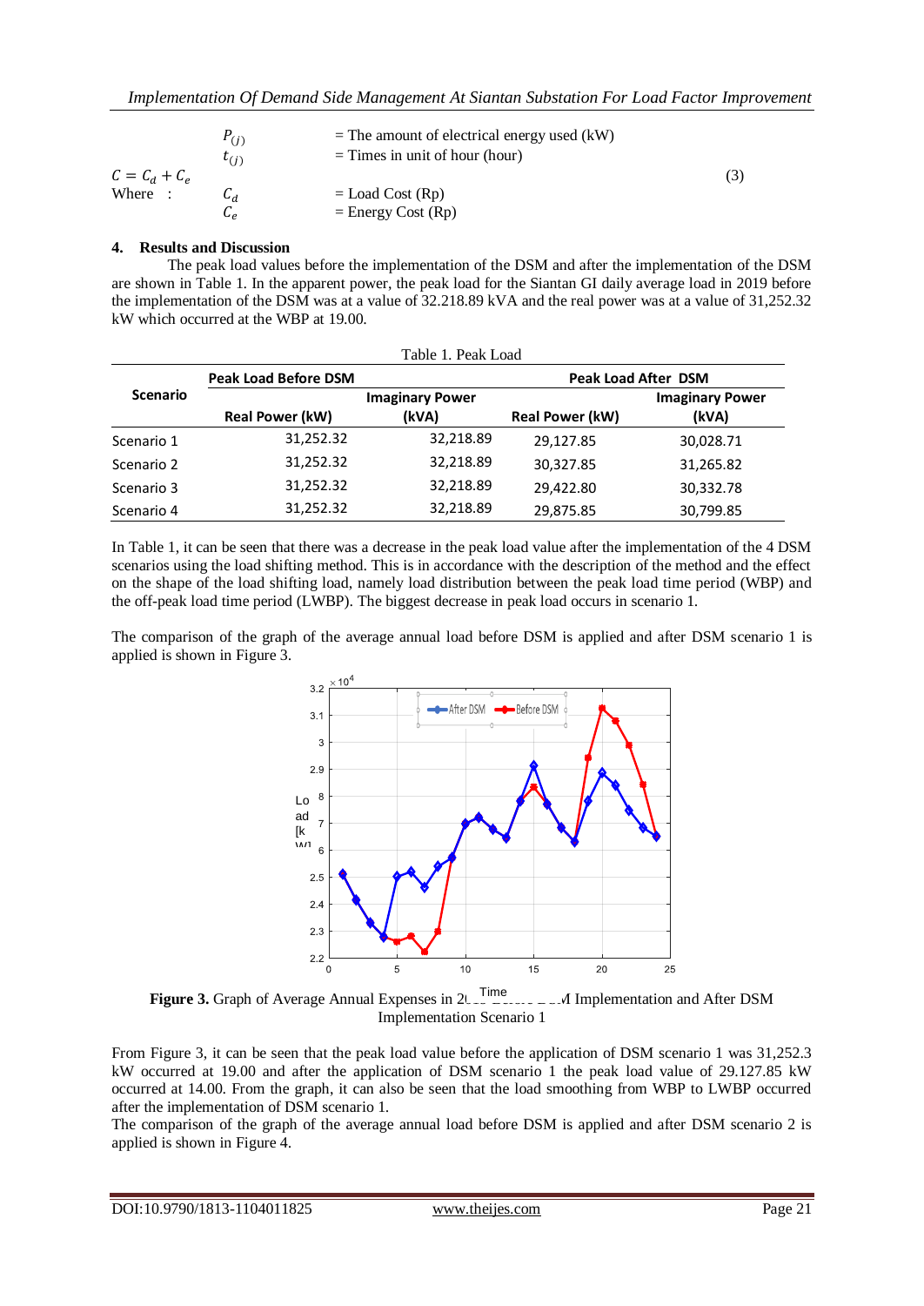| | | | |
|---|---|---|---|
| | $P_{(j)}$ | = The amount of electrical energy used (kW) | |
| | $t_{(j)}$ | = Times in unit of hour (hour) | |
| $C = C_d + C_e$ | | | (3) |
| Where : | $C_d$ | = Load Cost (Rp) | |
| | $C_e$ | = Energy Cost (Rp) | |

## 4. Results and Discussion

The peak load values before the implementation of the DSM and after the implementation of the DSM are shown in Table 1. In the apparent power, the peak load for the Siantan GI daily average load in 2019 before the implementation of the DSM was at a value of 32.218.89 kVA and the real power was at a value of 31,252.32 kW which occurred at the WBP at 19.00.

Table 1. Peak Load

| Scenario | Peak Load Before DSM | | Peak Load After DSM | |
|---|---|---|---|---|
| | Real Power (kW) | Imaginary Power (kVA) | Real Power (kW) | Imaginary Power (kVA) |
| Scenario 1 | 31,252.32 | 32,218.89 | 29,127.85 | 30,028.71 |
| Scenario 2 | 31,252.32 | 32,218.89 | 30,327.85 | 31,265.82 |
| Scenario 3 | 31,252.32 | 32,218.89 | 29,422.80 | 30,332.78 |
| Scenario 4 | 31,252.32 | 32,218.89 | 29,875.85 | 30,799.85 |

In Table 1, it can be seen that there was a decrease in the peak load value after the implementation of the 4 DSM scenarios using the load shifting method. This is in accordance with the description of the method and the effect on the shape of the load shifting, namely load distribution between the peak load time period (WBP) and the off-peak load time period (LWBP). The biggest decrease in peak load occurs in scenario 1.

The comparison of the graph of the average annual load before DSM is applied and after DSM scenario 1 is applied is shown in Figure 3.

**Figure 3.** Graph of Average Annual Expenses in 2019 Before DSM Implementation and After DSM Implementation Scenario 1

From Figure 3, it can be seen that the peak load value before the application of DSM scenario 1 was 31,252.3 kW occurred at 19.00 and after the application of DSM scenario 1 the peak load value of 29.127.85 kW occurred at 14.00. From the graph, it can also be seen that the load smoothing from WBP to LWBP occurred after the implementation of DSM scenario 1.

The comparison of the graph of the average annual load before DSM is applied and after DSM scenario 2 is applied is shown in Figure 4.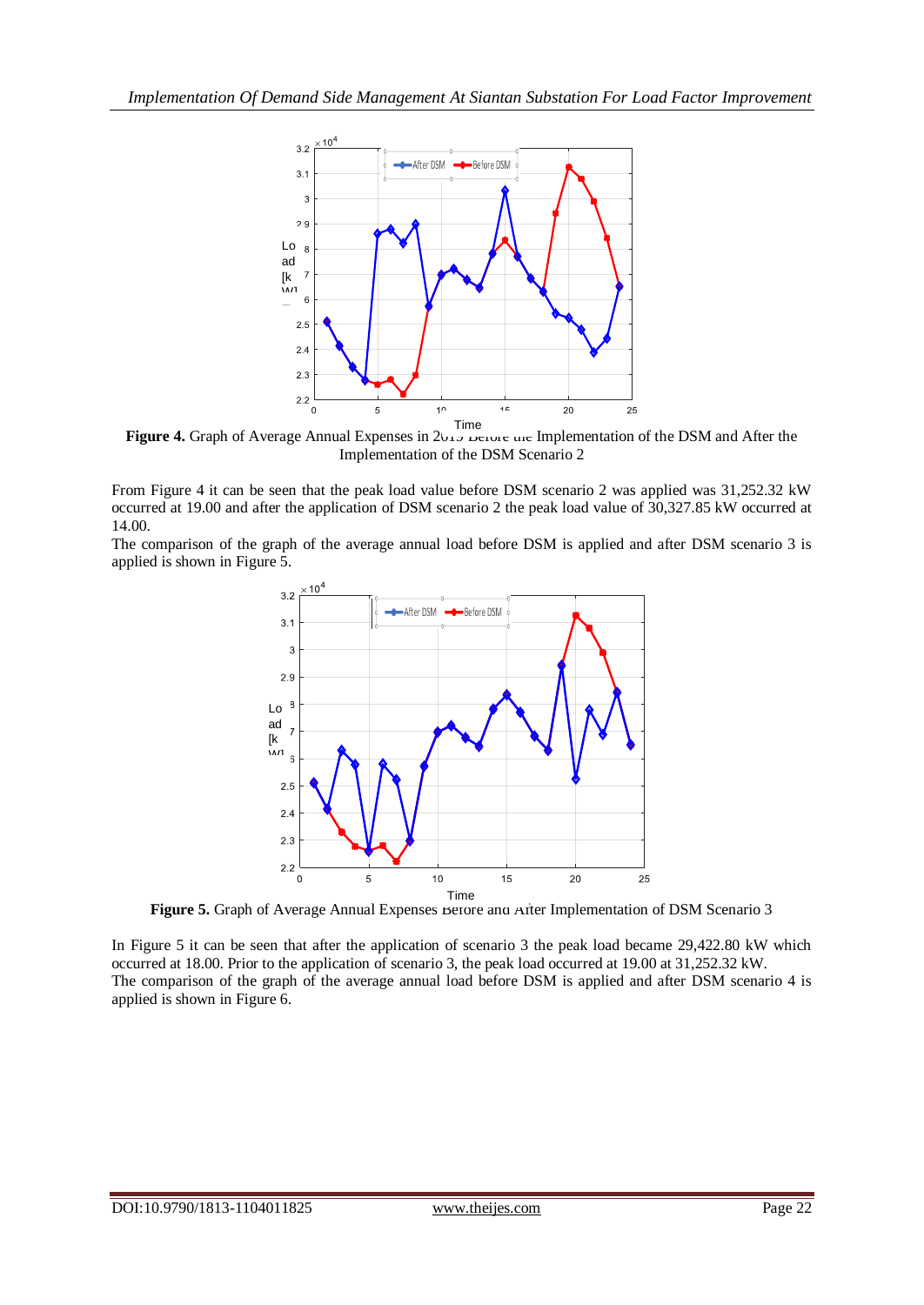**Figure 4.** Graph of Average Annual Expenses in 2019 Before the Implementation of the DSM and After the Implementation of the DSM Scenario 2

From Figure 4 it can be seen that the peak load value before DSM scenario 2 was applied was 31,252.32 kW occurred at 19.00 and after the application of DSM scenario 2 the peak load value of 30,327.85 kW occurred at 14.00.

The comparison of the graph of the average annual load before DSM is applied and after DSM scenario 3 is applied is shown in Figure 5.

**Figure 5.** Graph of Average Annual Expenses Before and After Implementation of DSM Scenario 3

In Figure 5 it can be seen that after the application of scenario 3 the peak load became 29,422.80 kW which occurred at 18.00. Prior to the application of scenario 3, the peak load occurred at 19.00 at 31,252.32 kW.

The comparison of the graph of the average annual load before DSM is applied and after DSM scenario 4 is applied is shown in Figure 6.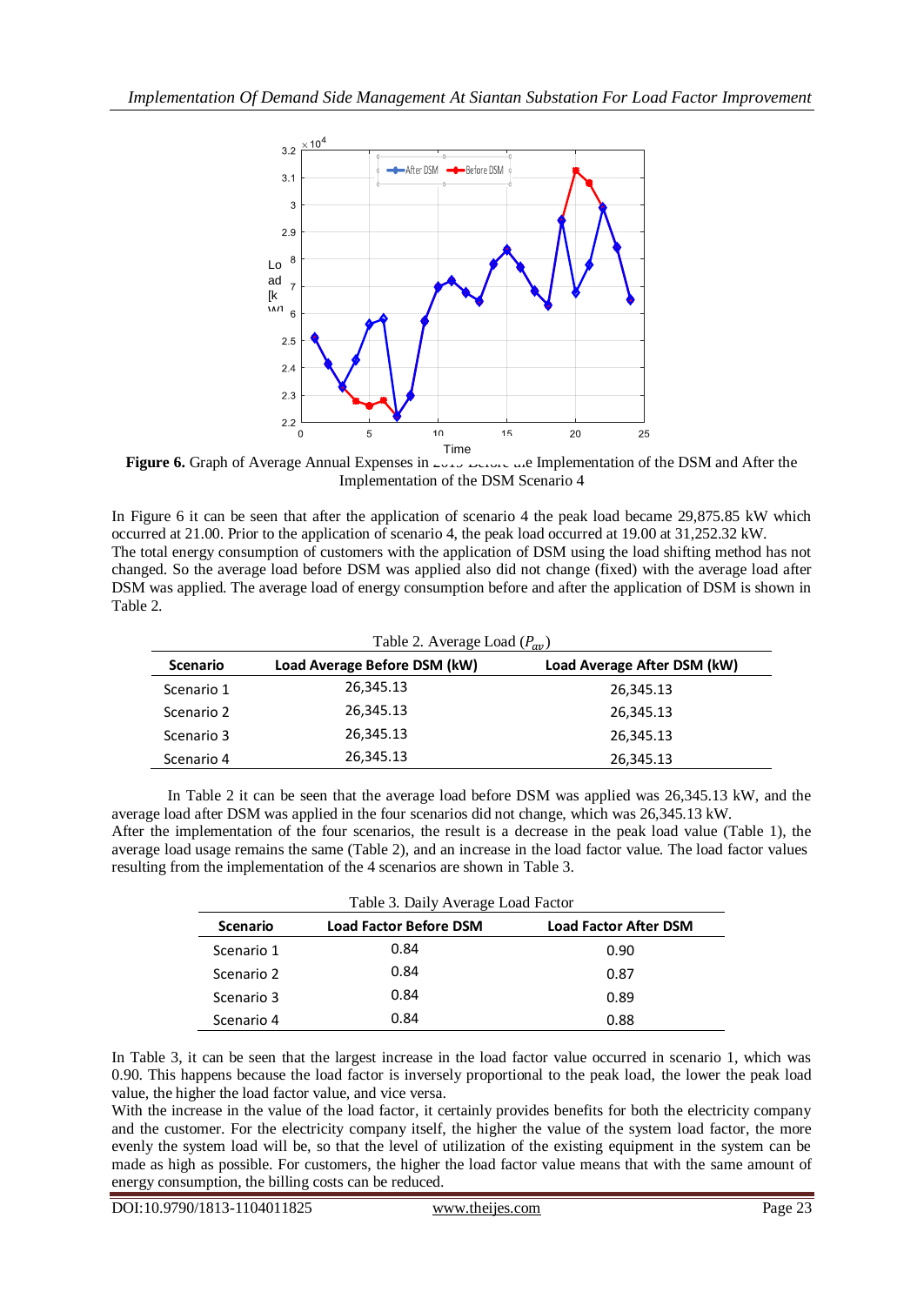Figure 6. Graph of Average Annual Expenses in 2019 Before the Implementation of the DSM and After the Implementation of the DSM Scenario 4

In Figure 6 it can be seen that after the application of scenario 4 the peak load became 29,875.85 kW which occurred at 21.00. Prior to the application of scenario 4, the peak load occurred at 19.00 at 31,252.32 kW.

The total energy consumption of customers with the application of DSM using the load shifting method has not changed. So the average load before DSM was applied also did not change (fixed) with the average load after DSM was applied. The average load of energy consumption before and after the application of DSM is shown in Table 2.

Table 2. Average Load ($P_{av}$)

| Scenario | Load Average Before DSM (kW) | Load Average After DSM (kW) |
|---|---|---|
| Scenario 1 | 26,345.13 | 26,345.13 |
| Scenario 2 | 26,345.13 | 26,345.13 |
| Scenario 3 | 26,345.13 | 26,345.13 |
| Scenario 4 | 26,345.13 | 26,345.13 |

In Table 2 it can be seen that the average load before DSM was applied was 26,345.13 kW, and the average load after DSM was applied in the four scenarios did not change, which was 26,345.13 kW.

After the implementation of the four scenarios, the result is a decrease in the peak load value (Table 1), the average load usage remains the same (Table 2), and an increase in the load factor value. The load factor values resulting from the implementation of the 4 scenarios are shown in Table 3.

Table 3. Daily Average Load Factor

| Scenario | Load Factor Before DSM | Load Factor After DSM |
|---|---|---|
| Scenario 1 | 0.84 | 0.90 |
| Scenario 2 | 0.84 | 0.87 |
| Scenario 3 | 0.84 | 0.89 |
| Scenario 4 | 0.84 | 0.88 |

In Table 3, it can be seen that the largest increase in the load factor value occurred in scenario 1, which was 0.90. This happens because the load factor is inversely proportional to the peak load, the lower the peak load value, the higher the load factor value, and vice versa.

With the increase in the value of the load factor, it certainly provides benefits for both the electricity company and the customer. For the electricity company itself, the higher the value of the system load factor, the more evenly the system load will be, so that the level of utilization of the existing equipment in the system can be made as high as possible. For customers, the higher the load factor value means that with the same amount of energy consumption, the billing costs can be reduced.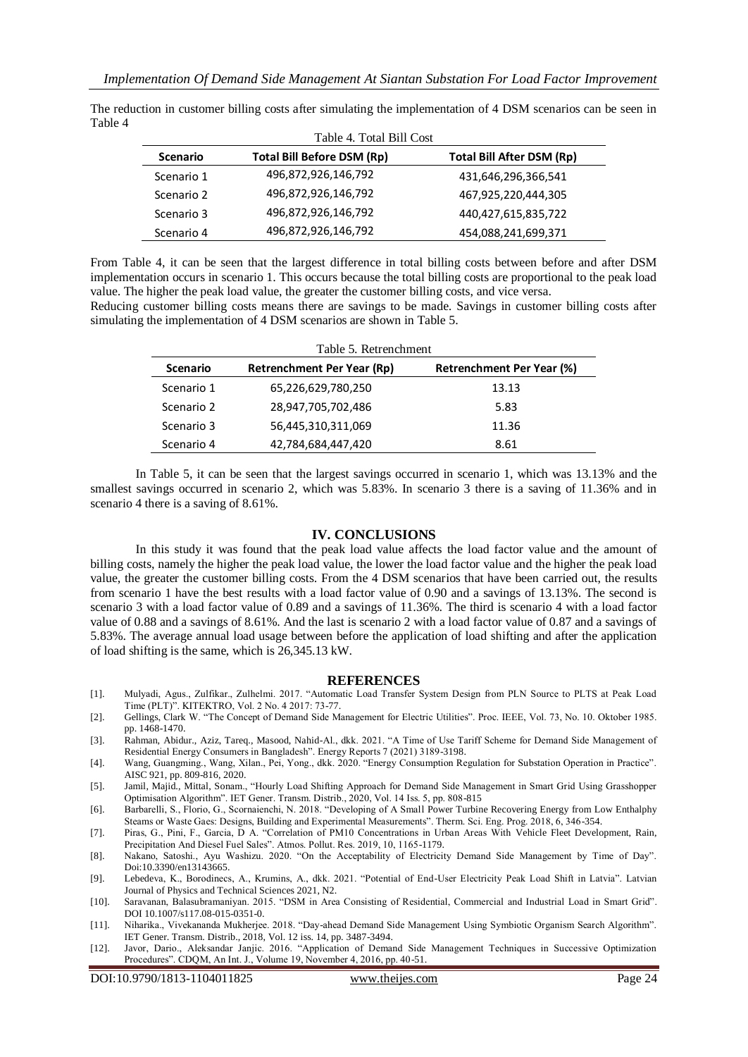The reduction in customer billing costs after simulating the implementation of 4 DSM scenarios can be seen in Table 4

Table 4. Total Bill Cost

| Scenario | Total Bill Before DSM (Rp) | Total Bill After DSM (Rp) |
|---|---|---|
| Scenario 1 | 496,872,926,146,792 | 431,646,296,366,541 |
| Scenario 2 | 496,872,926,146,792 | 467,925,220,444,305 |
| Scenario 3 | 496,872,926,146,792 | 440,427,615,835,722 |
| Scenario 4 | 496,872,926,146,792 | 454,088,241,699,371 |

From Table 4, it can be seen that the largest difference in total billing costs between before and after DSM implementation occurs in scenario 1. This occurs because the total billing costs are proportional to the peak load value. The higher the peak load value, the greater the customer billing costs, and vice versa.
Reducing customer billing costs means there are savings to be made. Savings in customer billing costs after simulating the implementation of 4 DSM scenarios are shown in Table 5.

Table 5. Retrenchment

| Scenario | Retrenchment Per Year (Rp) | Retrenchment Per Year (%) |
|---|---|---|
| Scenario 1 | 65,226,629,780,250 | 13.13 |
| Scenario 2 | 28,947,705,702,486 | 5.83 |
| Scenario 3 | 56,445,310,311,069 | 11.36 |
| Scenario 4 | 42,784,684,447,420 | 8.61 |

In Table 5, it can be seen that the largest savings occurred in scenario 1, which was 13.13% and the smallest savings occurred in scenario 2, which was 5.83%. In scenario 3 there is a saving of 11.36% and in scenario 4 there is a saving of 8.61%.

## IV. CONCLUSIONS

In this study it was found that the peak load value affects the load factor value and the amount of billing costs, namely the higher the peak load value, the lower the load factor value and the higher the peak load value, the greater the customer billing costs. From the 4 DSM scenarios that have been carried out, the results from scenario 1 have the best results with a load factor value of 0.90 and a savings of 13.13%. The second is scenario 3 with a load factor value of 0.89 and a savings of 11.36%. The third is scenario 4 with a load factor value of 0.88 and a savings of 8.61%. And the last is scenario 2 with a load factor value of 0.87 and a savings of 5.83%. The average annual load usage between before the application of load shifting and after the application of load shifting is the same, which is 26,345.13 kW.

## REFERENCES

[1]. Mulyadi, Agus., Zulfikar., Zulhelmi. 2017. "Automatic Load Transfer System Design from PLN Source to PLTS at Peak Load Time (PLT)". KITEKTRO, Vol. 2 No. 4 2017: 73-77.

[2]. Gellings, Clark W. "The Concept of Demand Side Management for Electric Utilities". Proc. IEEE, Vol. 73, No. 10. Oktober 1985. pp. 1468-1470.

[3]. Rahman, Abidur., Aziz, Tareq., Masood, Nahid-Al., dkk. 2021. "A Time of Use Tariff Scheme for Demand Side Management of Residential Energy Consumers in Bangladesh". Energy Reports 7 (2021) 3189-3198.

[4]. Wang, Guangming., Wang, Xilan., Pei, Yong., dkk. 2020. "Energy Consumption Regulation for Substation Operation in Practice". AISC 921, pp. 809-816, 2020.

[5]. Jamil, Majid., Mittal, Sonam., "Hourly Load Shifting Approach for Demand Side Management in Smart Grid Using Grasshopper Optimisation Algorithm". IET Gener. Transm. Distrib., 2020, Vol. 14 Iss. 5, pp. 808-815

[6]. Barbarelli, S., Florio, G., Scornaienchi, N. 2018. "Developing of A Small Power Turbine Recovering Energy from Low Enthalphy Steams or Waste Gaes: Designs, Building and Experimental Measurements". Therm. Sci. Eng. Prog. 2018, 6, 346-354.

[7]. Piras, G., Pini, F., Garcia, D A. "Correlation of PM10 Concentrations in Urban Areas With Vehicle Fleet Development, Rain, Precipitation And Diesel Fuel Sales". Atmos. Pollut. Res. 2019, 10, 1165-1179.

[8]. Nakano, Satoshi., Ayu Washizu. 2020. "On the Acceptability of Electricity Demand Side Management by Time of Day". Doi:10.3390/en13143665.

[9]. Lebedeva, K., Borodinecs, A., Krumins, A., dkk. 2021. "Potential of End-User Electricity Peak Load Shift in Latvia". Latvian Journal of Physics and Technical Sciences 2021, N2.

[10]. Saravanan, Balasubramaniyan. 2015. "DSM in Area Consisting of Residential, Commercial and Industrial Load in Smart Grid". DOI 10.1007/s117.08-015-0351-0.

[11]. Niharika., Vivekananda Mukherjee. 2018. "Day-ahead Demand Side Management Using Symbiotic Organism Search Algorithm". IET Gener. Transm. Distrib., 2018, Vol. 12 iss. 14, pp. 3487-3494.

[12]. Javor, Dario., Aleksandar Janjic. 2016. "Application of Demand Side Management Techniques in Successive Optimization Procedures". CDQM, An Int. J., Volume 19, November 4, 2016, pp. 40-51.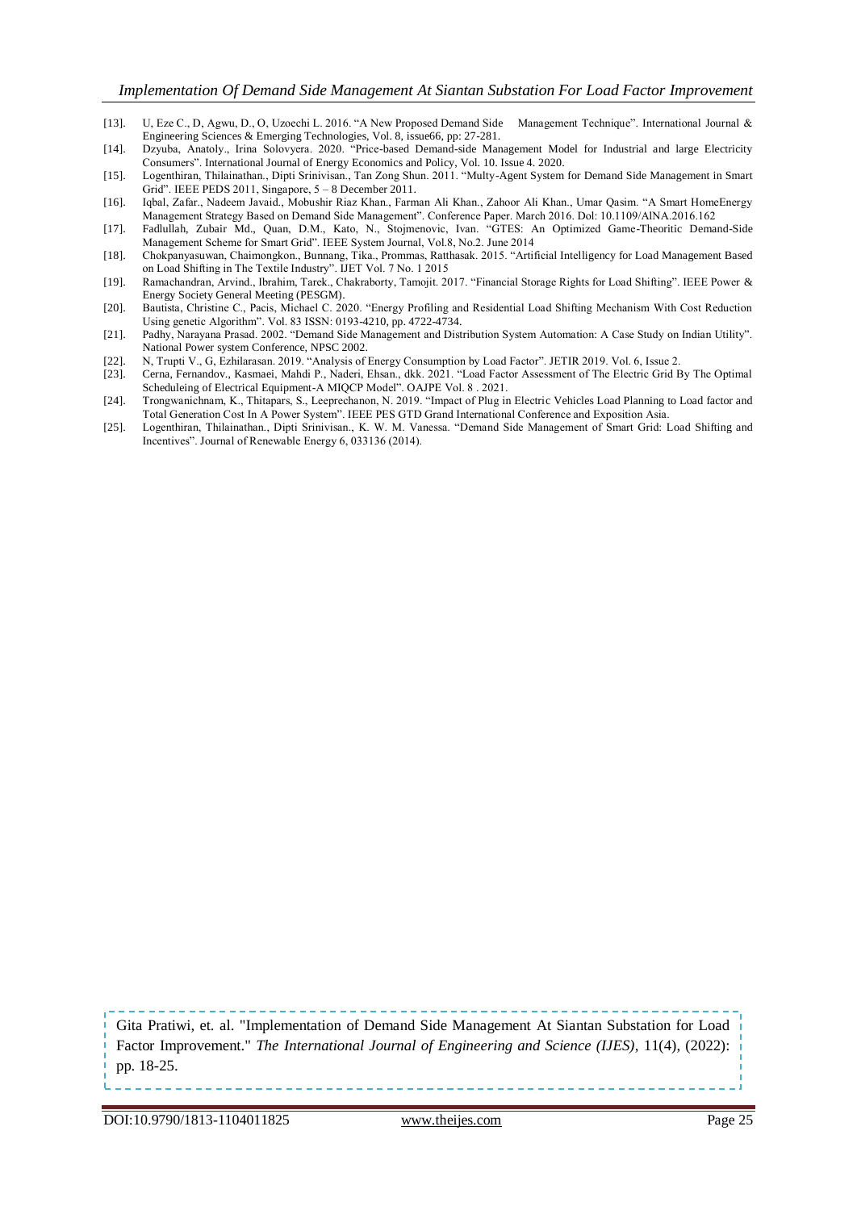[13]. U, Eze C., D, Agwu, D., O, Uzoechi L. 2016. "A New Proposed Demand Side Management Technique". International Journal & Engineering Sciences & Emerging Technologies, Vol. 8, issue66, pp: 27-281.

[14]. Dzyuba, Anatoly., Irina Solovyera. 2020. "Price-based Demand-side Management Model for Industrial and large Electricity Consumers". International Journal of Energy Economics and Policy, Vol. 10. Issue 4. 2020.

[15]. Logenthiran, Thilainathan., Dipti Srinivisan., Tan Zong Shun. 2011. "Multy-Agent System for Demand Side Management in Smart Grid". IEEE PEDS 2011, Singapore, 5 – 8 December 2011.

[16]. Iqbal, Zafar., Nadeem Javaid., Mobushir Riaz Khan., Farman Ali Khan., Zahoor Ali Khan., Umar Qasim. "A Smart HomeEnergy Management Strategy Based on Demand Side Management". Conference Paper. March 2016. DoI: 10.1109/AlNA.2016.162

[17]. Fadlullah, Zubair Md., Quan, D.M., Kato, N., Stojmenovic, Ivan. "GTES: An Optimized Game-Theoritic Demand-Side Management Scheme for Smart Grid". IEEE System Journal, Vol.8, No.2. June 2014

[18]. Chokpanyasuwan, Chaimongkon., Bunnang, Tika., Prommas, Ratthasak. 2015. "Artificial Intelligency for Load Management Based on Load Shifting in The Textile Industry". IJET Vol. 7 No. 1 2015

[19]. Ramachandran, Arvind., Ibrahim, Tarek., Chakraborty, Tamojit. 2017. "Financial Storage Rights for Load Shifting". IEEE Power & Energy Society General Meeting (PESGM).

[20]. Bautista, Christine C., Pacis, Michael C. 2020. "Energy Profiling and Residential Load Shifting Mechanism With Cost Reduction Using genetic Algorithm". Vol. 83 ISSN: 0193-4210, pp. 4722-4734.

[21]. Padhy, Narayana Prasad. 2002. "Demand Side Management and Distribution System Automation: A Case Study on Indian Utility". National Power system Conference, NPSC 2002.

[22]. N, Trupti V., G, Ezhilarasan. 2019. "Analysis of Energy Consumption by Load Factor". JETIR 2019. Vol. 6, Issue 2.

[23]. Cerna, Fernandov., Kasmaei, Mahdi P., Naderi, Ehsan., dkk. 2021. "Load Factor Assessment of The Electric Grid By The Optimal Scheduleing of Electrical Equipment-A MIQCP Model". OAJPE Vol. 8 . 2021.

[24]. Trongwanichnam, K., Thitapars, S., Leeprechanon, N. 2019. "Impact of Plug in Electric Vehicles Load Planning to Load factor and Total Generation Cost In A Power System". IEEE PES GTD Grand International Conference and Exposition Asia.

[25]. Logenthiran, Thilainathan., Dipti Srinivisan., K. W. M. Vanessa. "Demand Side Management of Smart Grid: Load Shifting and Incentives". Journal of Renewable Energy 6, 033136 (2014).

Gita Pratiwi, et. al. "Implementation of Demand Side Management At Siantan Substation for Load Factor Improvement." *The International Journal of Engineering and Science (IJES)*, 11(4), (2022): pp. 18-25.